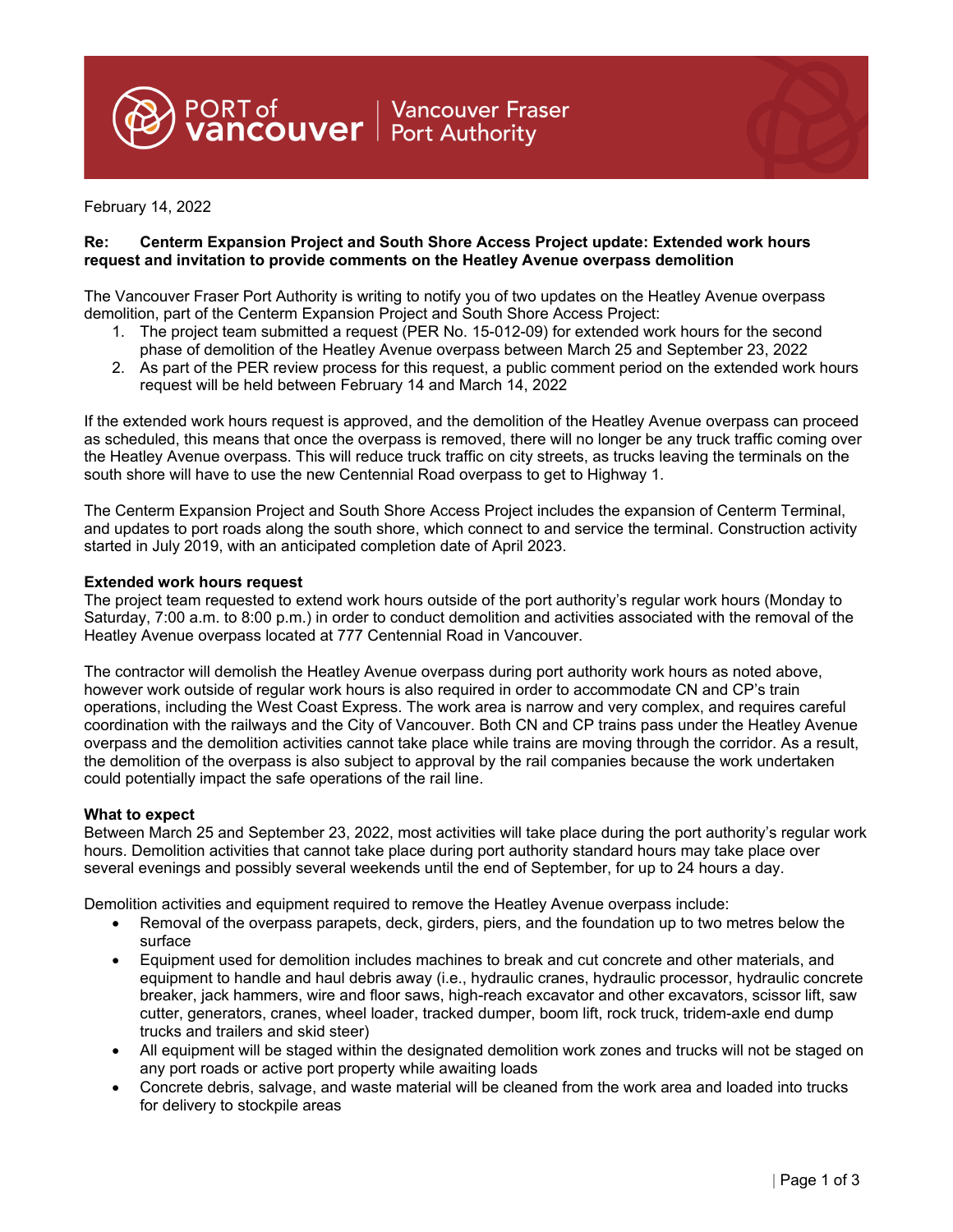PORT of vancouver | Vancouver Fraser Port Authority

February 14, 2022

**Re: Centerm Expansion Project and South Shore Access Project update: Extended work hours request and invitation to provide comments on the Heatley Avenue overpass demolition**

The Vancouver Fraser Port Authority is writing to notify you of two updates on the Heatley Avenue overpass demolition, part of the Centerm Expansion Project and South Shore Access Project:

1. The project team submitted a request (PER No. 15-012-09) for extended work hours for the second phase of demolition of the Heatley Avenue overpass between March 25 and September 23, 2022
2. As part of the PER review process for this request, a public comment period on the extended work hours request will be held between February 14 and March 14, 2022

If the extended work hours request is approved, and the demolition of the Heatley Avenue overpass can proceed as scheduled, this means that once the overpass is removed, there will no longer be any truck traffic coming over the Heatley Avenue overpass. This will reduce truck traffic on city streets, as trucks leaving the terminals on the south shore will have to use the new Centennial Road overpass to get to Highway 1.

The Centerm Expansion Project and South Shore Access Project includes the expansion of Centerm Terminal, and updates to port roads along the south shore, which connect to and service the terminal. Construction activity started in July 2019, with an anticipated completion date of April 2023.

**Extended work hours request**

The project team requested to extend work hours outside of the port authority's regular work hours (Monday to Saturday, 7:00 a.m. to 8:00 p.m.) in order to conduct demolition and activities associated with the removal of the Heatley Avenue overpass located at 777 Centennial Road in Vancouver.

The contractor will demolish the Heatley Avenue overpass during port authority work hours as noted above, however work outside of regular work hours is also required in order to accommodate CN and CP's train operations, including the West Coast Express. The work area is narrow and very complex, and requires careful coordination with the railways and the City of Vancouver. Both CN and CP trains pass under the Heatley Avenue overpass and the demolition activities cannot take place while trains are moving through the corridor. As a result, the demolition of the overpass is also subject to approval by the rail companies because the work undertaken could potentially impact the safe operations of the rail line.

**What to expect**

Between March 25 and September 23, 2022, most activities will take place during the port authority's regular work hours. Demolition activities that cannot take place during port authority standard hours may take place over several evenings and possibly several weekends until the end of September, for up to 24 hours a day.

Demolition activities and equipment required to remove the Heatley Avenue overpass include:

- Removal of the overpass parapets, deck, girders, piers, and the foundation up to two metres below the surface
- Equipment used for demolition includes machines to break and cut concrete and other materials, and equipment to handle and haul debris away (i.e., hydraulic cranes, hydraulic processor, hydraulic concrete breaker, jack hammers, wire and floor saws, high-reach excavator and other excavators, scissor lift, saw cutter, generators, cranes, wheel loader, tracked dumper, boom lift, rock truck, tridem-axle end dump trucks and trailers and skid steer)
- All equipment will be staged within the designated demolition work zones and trucks will not be staged on any port roads or active port property while awaiting loads
- Concrete debris, salvage, and waste material will be cleaned from the work area and loaded into trucks for delivery to stockpile areas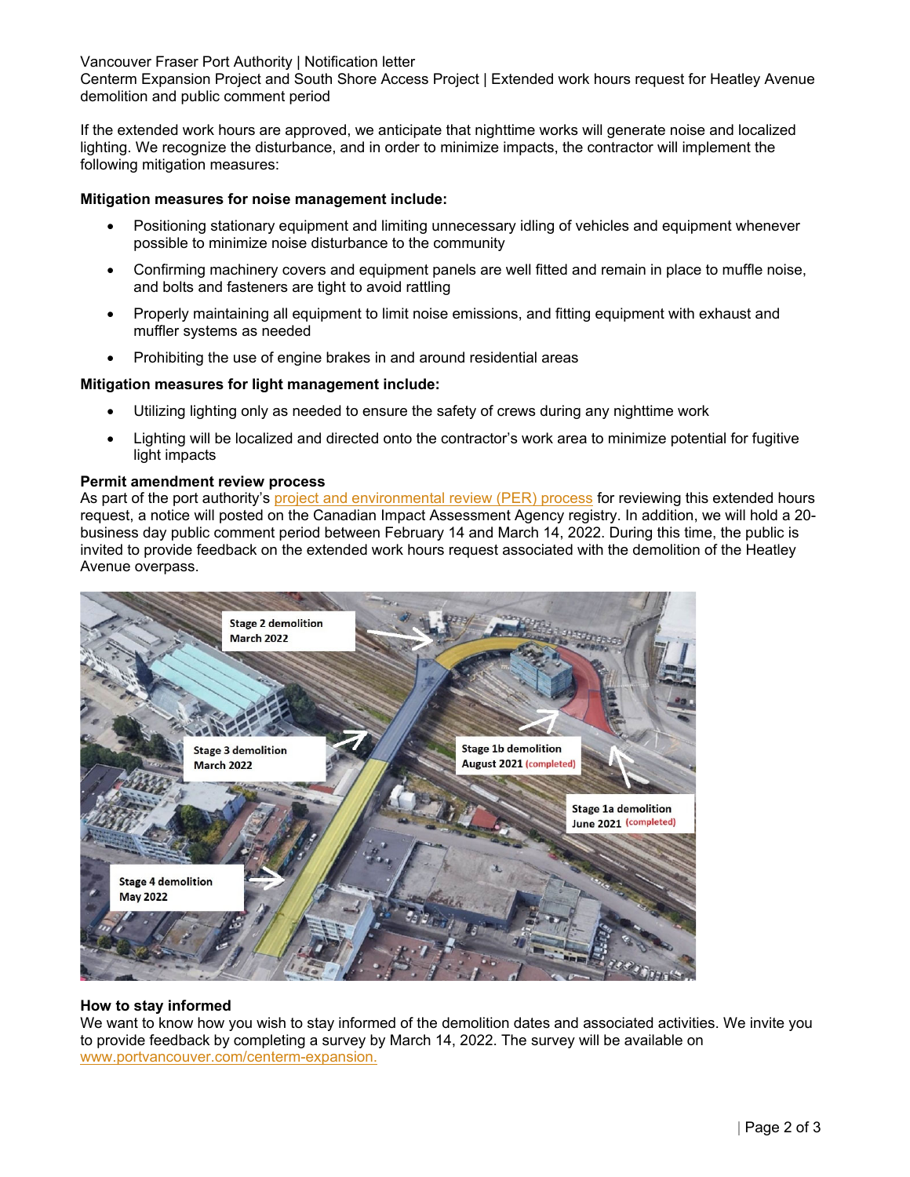If the extended work hours are approved, we anticipate that nighttime works will generate noise and localized lighting. We recognize the disturbance, and in order to minimize impacts, the contractor will implement the following mitigation measures:

**Mitigation measures for noise management include:**

- Positioning stationary equipment and limiting unnecessary idling of vehicles and equipment whenever possible to minimize noise disturbance to the community
- Confirming machinery covers and equipment panels are well fitted and remain in place to muffle noise, and bolts and fasteners are tight to avoid rattling
- Properly maintaining all equipment to limit noise emissions, and fitting equipment with exhaust and muffler systems as needed
- Prohibiting the use of engine brakes in and around residential areas

**Mitigation measures for light management include:**

- Utilizing lighting only as needed to ensure the safety of crews during any nighttime work
- Lighting will be localized and directed onto the contractor's work area to minimize potential for fugitive light impacts

**Permit amendment review process**

As part of the port authority's project and environmental review (PER) process for reviewing this extended hours request, a notice will posted on the Canadian Impact Assessment Agency registry. In addition, we will hold a 20-business day public comment period between February 14 and March 14, 2022. During this time, the public is invited to provide feedback on the extended work hours request associated with the demolition of the Heatley Avenue overpass.

Stage 2 demolition March 2022

Stage 3 demolition March 2022

Stage 1b demolition August 2021 (completed)

Stage 1a demolition June 2021 (completed)

Stage 4 demolition May 2022

**How to stay informed**

We want to know how you wish to stay informed of the demolition dates and associated activities. We invite you to provide feedback by completing a survey by March 14, 2022. The survey will be available on www.portvancouver.com/centerm-expansion.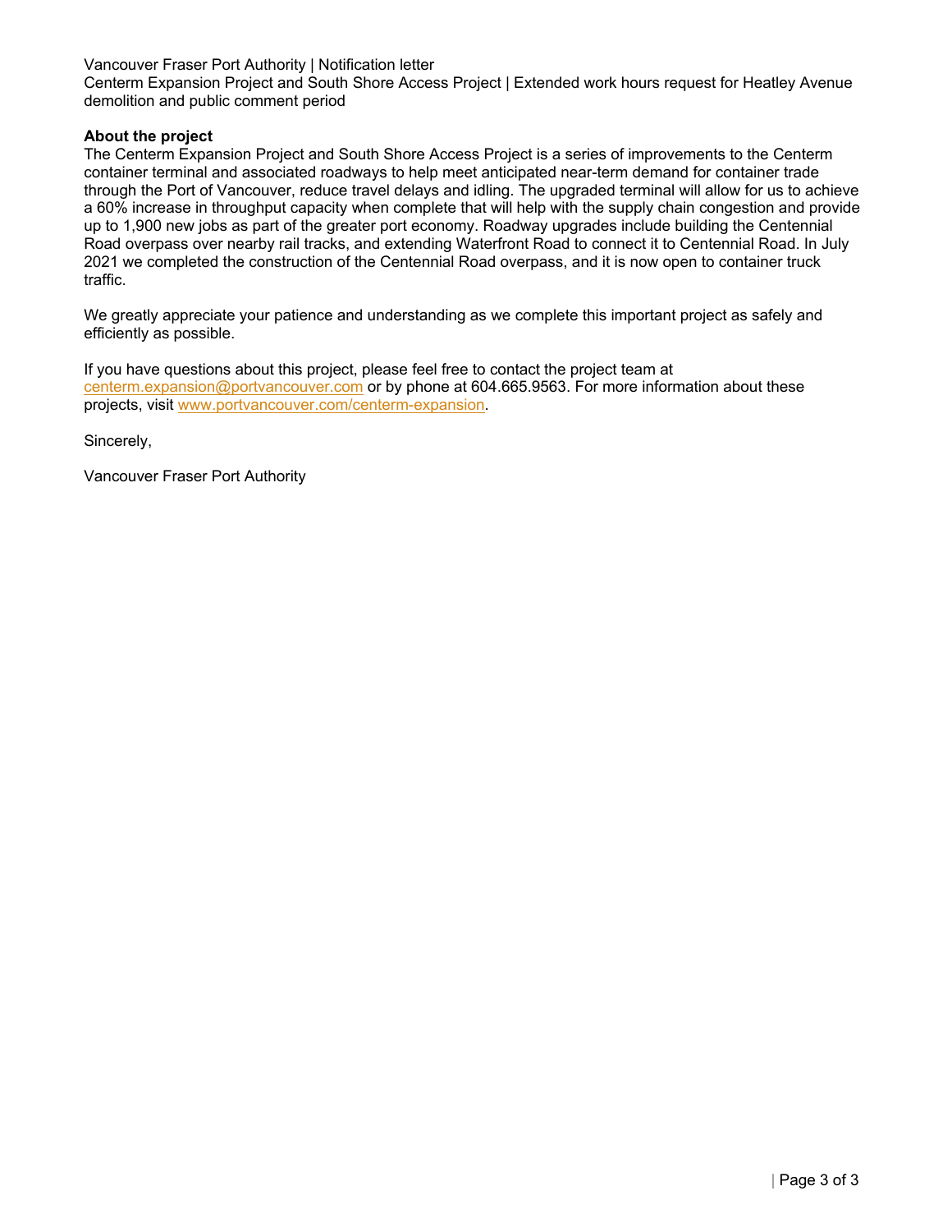## About the project

The Centerm Expansion Project and South Shore Access Project is a series of improvements to the Centerm container terminal and associated roadways to help meet anticipated near-term demand for container trade through the Port of Vancouver, reduce travel delays and idling. The upgraded terminal will allow for us to achieve a 60% increase in throughput capacity when complete that will help with the supply chain congestion and provide up to 1,900 new jobs as part of the greater port economy. Roadway upgrades include building the Centennial Road overpass over nearby rail tracks, and extending Waterfront Road to connect it to Centennial Road. In July 2021 we completed the construction of the Centennial Road overpass, and it is now open to container truck traffic.

We greatly appreciate your patience and understanding as we complete this important project as safely and efficiently as possible.

If you have questions about this project, please feel free to contact the project team at centerm.expansion@portvancouver.com or by phone at 604.665.9563. For more information about these projects, visit www.portvancouver.com/centerm-expansion.

Sincerely,

Vancouver Fraser Port Authority